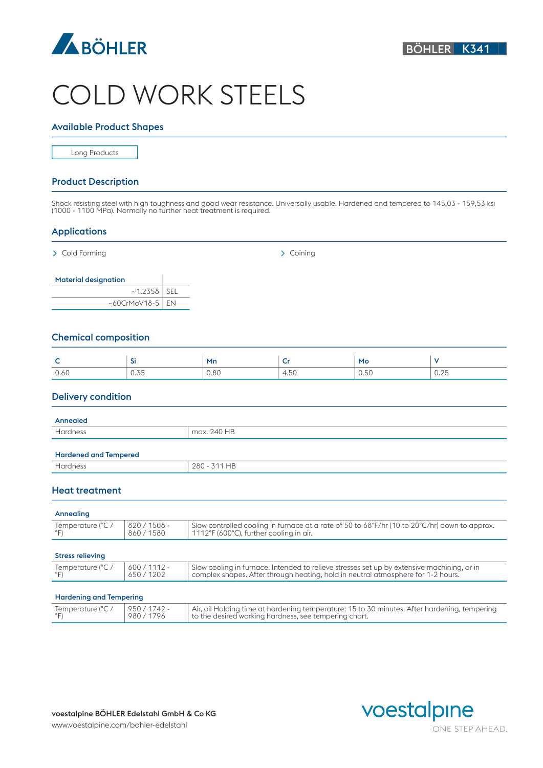BÖHLER

BÖHLER K341

# COLD WORK STEELS

## Available Product Shapes

Long Products

## Product Description

Shock resisting steel with high toughness and good wear resistance. Universally usable. Hardened and tempered to 145,03 - 159,53 ksi (1000 - 1100 MPa). Normally no further heat treatment is required.

## Applications

- Cold Forming
- Coining

| Material designation | |
|---|---|
| ~1.2358 | SEL |
| ~60CrMoV18-5 | EN |

## Chemical composition

| C | Si | Mn | Cr | Mo | V |
|---|---|---|---|---|---|
| 0.60 | 0.35 | 0.80 | 4.50 | 0.50 | 0.25 |

## Delivery condition

### Annealed

| Hardness | max. 240 HB |
|---|---|

### Hardened and Tempered

| Hardness | 280 - 311 HB |
|---|---|

## Heat treatment

### Annealing

| Temperature (°C / °F) | 820 / 1508 - 860 / 1580 | Slow controlled cooling in furnace at a rate of 50 to 68°F/hr (10 to 20°C/hr) down to approx. 1112°F (600°C), further cooling in air. |
|---|---|---|

### Stress relieving

| Temperature (°C / °F) | 600 / 1112 - 650 / 1202 | Slow cooling in furnace. Intended to relieve stresses set up by extensive machining, or in complex shapes. After through heating, hold in neutral atmosphere for 1-2 hours. |
|---|---|---|

### Hardening and Tempering

| Temperature (°C / °F) | 950 / 1742 - 980 / 1796 | Air, oil Holding time at hardening temperature: 15 to 30 minutes. After hardening, tempering to the desired working hardness, see tempering chart. |
|---|---|---|

**voestalpine BÖHLER Edelstahl GmbH & Co KG**
www.voestalpine.com/bohler-edelstahl

voestalpine ONE STEP AHEAD.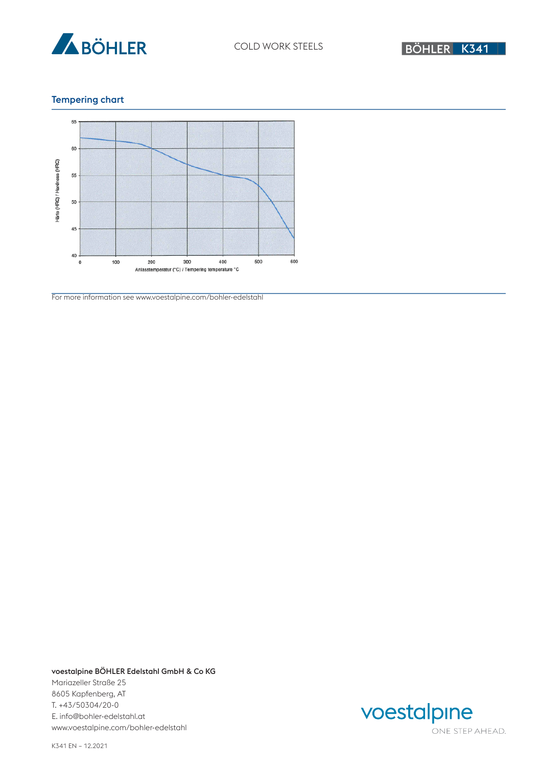## Tempering chart

Härte (HRC) / Hardness (HRC)

65
60
55
50
45
40

0 100 200 300 400 500 600

Anlasstemperatur (°C) / Tempering temperature °C

For more information see www.voestalpine.com/bohler-edelstahl

**voestalpine BÖHLER Edelstahl GmbH & Co KG**
Mariazeller Straße 25
8605 Kapfenberg, AT
T. +43/50304/20-0
E. info@bohler-edelstahl.at
www.voestalpine.com/bohler-edelstahl

voestalpine
ONE STEP AHEAD.

K341 EN – 12.2021